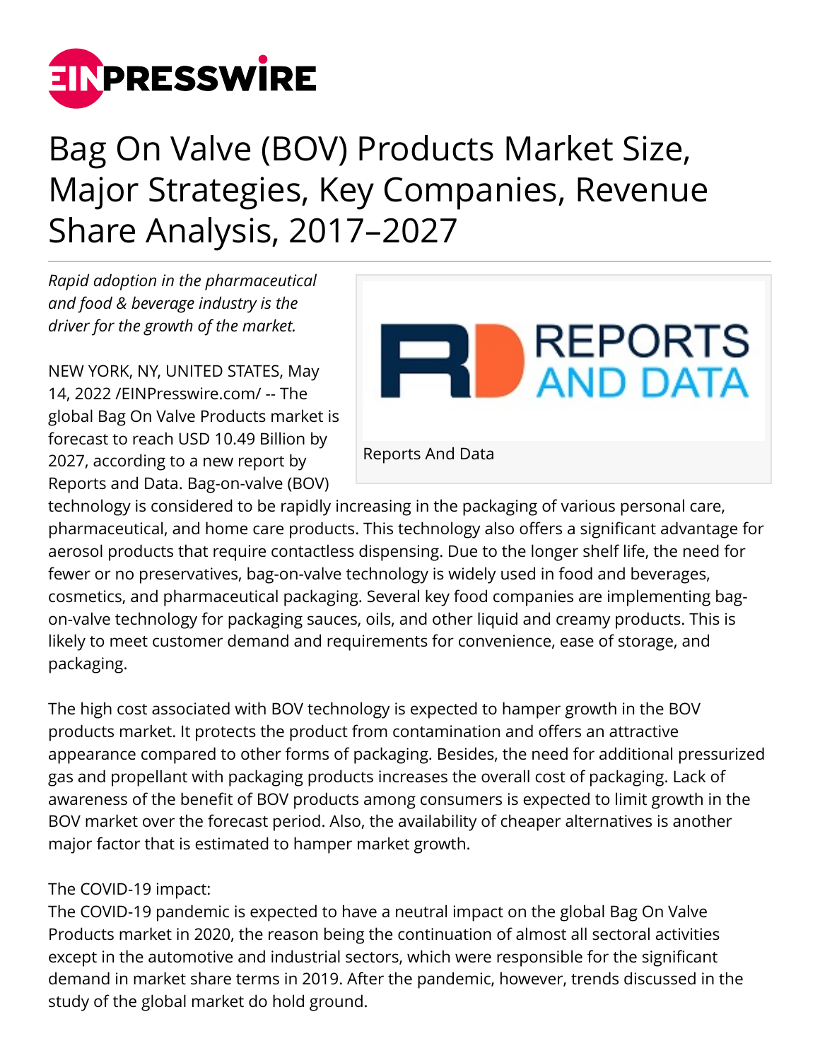# Bag On Valve (BOV) Products Market Size, Major Strategies, Key Companies, Revenue Share Analysis, 2017–2027

*Rapid adoption in the pharmaceutical and food & beverage industry is the driver for the growth of the market.*

Reports And Data

NEW YORK, NY, UNITED STATES, May 14, 2022 /EINPresswire.com/ -- The global Bag On Valve Products market is forecast to reach USD 10.49 Billion by 2027, according to a new report by Reports and Data. Bag-on-valve (BOV) technology is considered to be rapidly increasing in the packaging of various personal care, pharmaceutical, and home care products. This technology also offers a significant advantage for aerosol products that require contactless dispensing. Due to the longer shelf life, the need for fewer or no preservatives, bag-on-valve technology is widely used in food and beverages, cosmetics, and pharmaceutical packaging. Several key food companies are implementing bag-on-valve technology for packaging sauces, oils, and other liquid and creamy products. This is likely to meet customer demand and requirements for convenience, ease of storage, and packaging.

The high cost associated with BOV technology is expected to hamper growth in the BOV products market. It protects the product from contamination and offers an attractive appearance compared to other forms of packaging. Besides, the need for additional pressurized gas and propellant with packaging products increases the overall cost of packaging. Lack of awareness of the benefit of BOV products among consumers is expected to limit growth in the BOV market over the forecast period. Also, the availability of cheaper alternatives is another major factor that is estimated to hamper market growth.

The COVID-19 impact:
The COVID-19 pandemic is expected to have a neutral impact on the global Bag On Valve Products market in 2020, the reason being the continuation of almost all sectoral activities except in the automotive and industrial sectors, which were responsible for the significant demand in market share terms in 2019. After the pandemic, however, trends discussed in the study of the global market do hold ground.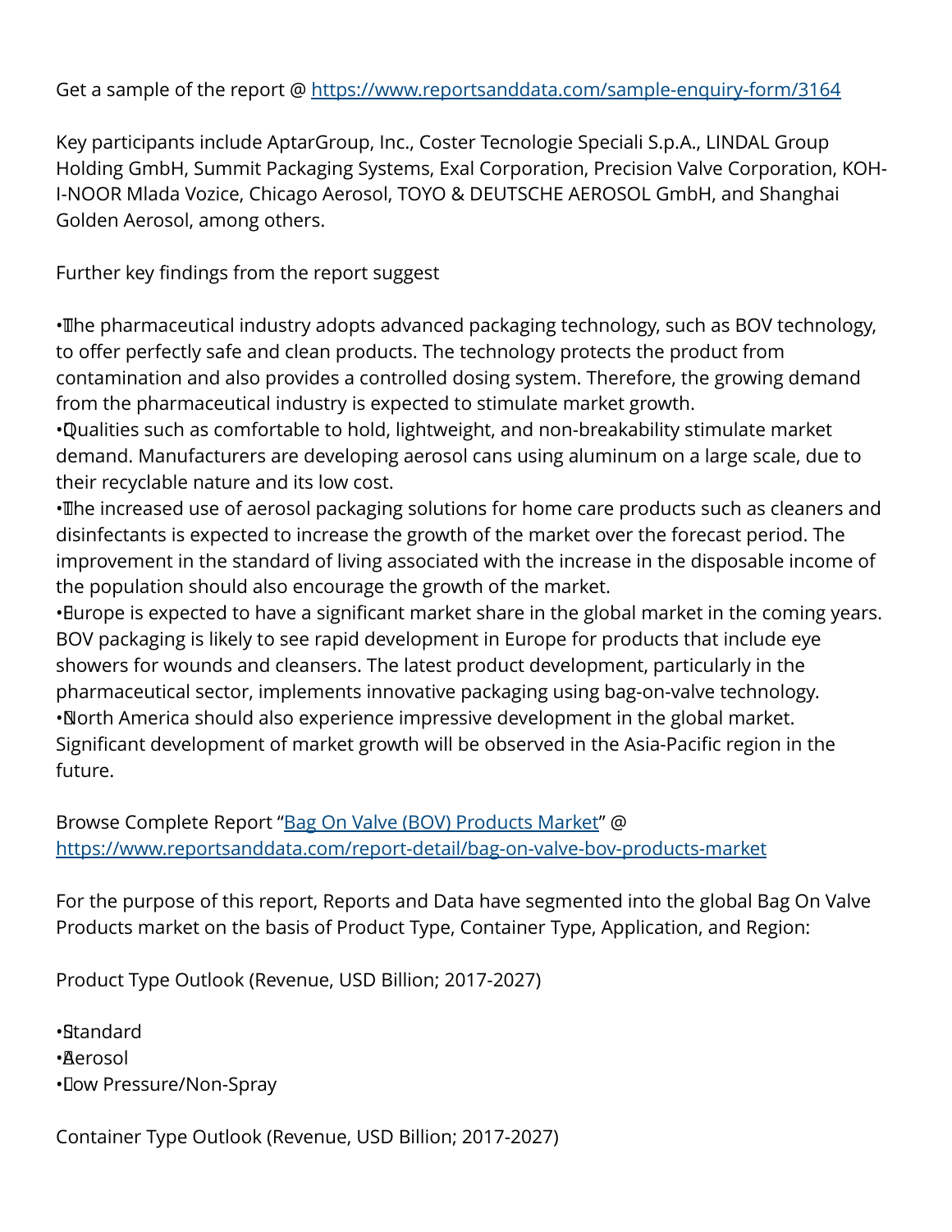Get a sample of the report @ https://www.reportsanddata.com/sample-enquiry-form/3164

Key participants include AptarGroup, Inc., Coster Tecnologie Speciali S.p.A., LINDAL Group Holding GmbH, Summit Packaging Systems, Exal Corporation, Precision Valve Corporation, KOH-I-NOOR Mlada Vozice, Chicago Aerosol, TOYO & DEUTSCHE AEROSOL GmbH, and Shanghai Golden Aerosol, among others.

Further key findings from the report suggest

- The pharmaceutical industry adopts advanced packaging technology, such as BOV technology, to offer perfectly safe and clean products. The technology protects the product from contamination and also provides a controlled dosing system. Therefore, the growing demand from the pharmaceutical industry is expected to stimulate market growth.
- Qualities such as comfortable to hold, lightweight, and non-breakability stimulate market demand. Manufacturers are developing aerosol cans using aluminum on a large scale, due to their recyclable nature and its low cost.
- The increased use of aerosol packaging solutions for home care products such as cleaners and disinfectants is expected to increase the growth of the market over the forecast period. The improvement in the standard of living associated with the increase in the disposable income of the population should also encourage the growth of the market.
- Europe is expected to have a significant market share in the global market in the coming years. BOV packaging is likely to see rapid development in Europe for products that include eye showers for wounds and cleansers. The latest product development, particularly in the pharmaceutical sector, implements innovative packaging using bag-on-valve technology.
- North America should also experience impressive development in the global market. Significant development of market growth will be observed in the Asia-Pacific region in the future.

Browse Complete Report "Bag On Valve (BOV) Products Market" @ https://www.reportsanddata.com/report-detail/bag-on-valve-bov-products-market

For the purpose of this report, Reports and Data have segmented into the global Bag On Valve Products market on the basis of Product Type, Container Type, Application, and Region:

Product Type Outlook (Revenue, USD Billion; 2017-2027)

- Standard
- Aerosol
- Low Pressure/Non-Spray

Container Type Outlook (Revenue, USD Billion; 2017-2027)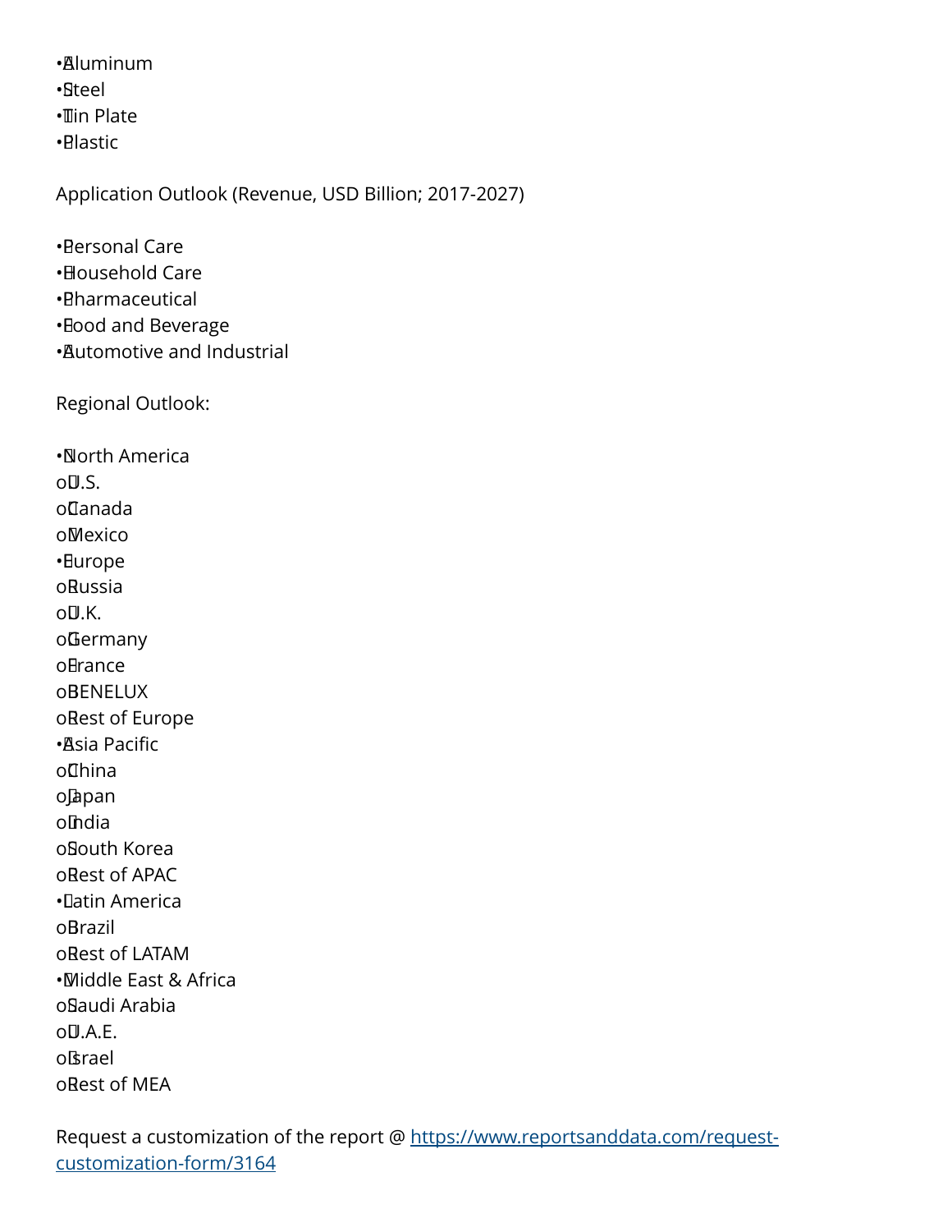- Aluminum
- Steel
- Tin Plate
- Plastic

Application Outlook (Revenue, USD Billion; 2017-2027)

- Personal Care
- Household Care
- Pharmaceutical
- Food and Beverage
- Automotive and Industrial

Regional Outlook:

- North America
  - U.S.
  - Canada
  - Mexico
- Europe
  - Russia
  - U.K.
  - Germany
  - France
  - BENELUX
  - Rest of Europe
- Asia Pacific
  - China
  - Japan
  - India
  - South Korea
  - Rest of APAC
- Latin America
  - Brazil
  - Rest of LATAM
- Middle East & Africa
  - Saudi Arabia
  - U.A.E.
  - Israel
  - Rest of MEA

Request a customization of the report @ [https://www.reportsanddata.com/request-customization-form/3164](https://www.reportsanddata.com/request-customization-form/3164)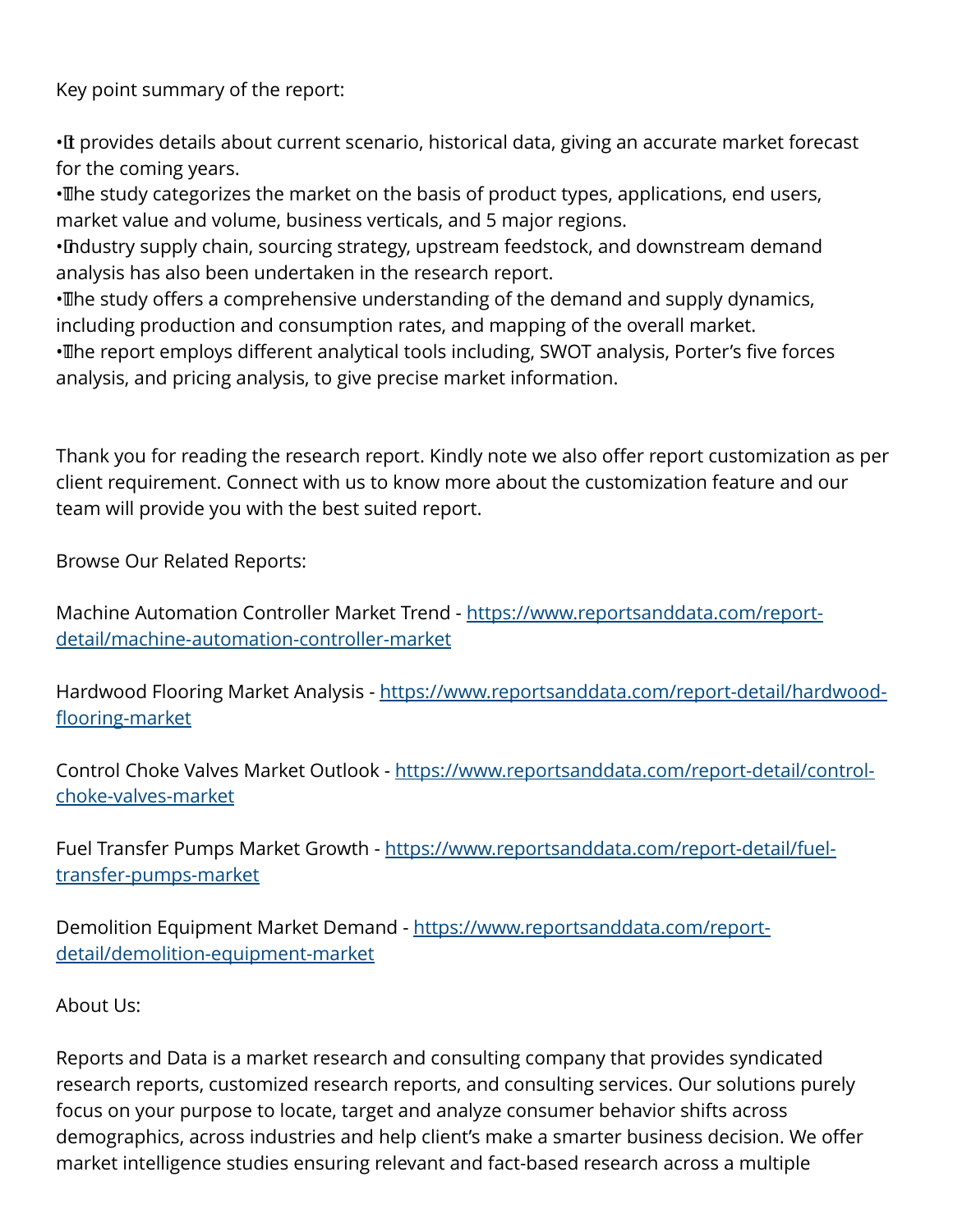Key point summary of the report:

- It provides details about current scenario, historical data, giving an accurate market forecast for the coming years.
- The study categorizes the market on the basis of product types, applications, end users, market value and volume, business verticals, and 5 major regions.
- Industry supply chain, sourcing strategy, upstream feedstock, and downstream demand analysis has also been undertaken in the research report.
- The study offers a comprehensive understanding of the demand and supply dynamics, including production and consumption rates, and mapping of the overall market.
- The report employs different analytical tools including, SWOT analysis, Porter's five forces analysis, and pricing analysis, to give precise market information.

Thank you for reading the research report. Kindly note we also offer report customization as per client requirement. Connect with us to know more about the customization feature and our team will provide you with the best suited report.

Browse Our Related Reports:

Machine Automation Controller Market Trend - [https://www.reportsanddata.com/report-detail/machine-automation-controller-market](https://www.reportsanddata.com/report-detail/machine-automation-controller-market)

Hardwood Flooring Market Analysis - [https://www.reportsanddata.com/report-detail/hardwood-flooring-market](https://www.reportsanddata.com/report-detail/hardwood-flooring-market)

Control Choke Valves Market Outlook - [https://www.reportsanddata.com/report-detail/control-choke-valves-market](https://www.reportsanddata.com/report-detail/control-choke-valves-market)

Fuel Transfer Pumps Market Growth - [https://www.reportsanddata.com/report-detail/fuel-transfer-pumps-market](https://www.reportsanddata.com/report-detail/fuel-transfer-pumps-market)

Demolition Equipment Market Demand - [https://www.reportsanddata.com/report-detail/demolition-equipment-market](https://www.reportsanddata.com/report-detail/demolition-equipment-market)

About Us:

Reports and Data is a market research and consulting company that provides syndicated research reports, customized research reports, and consulting services. Our solutions purely focus on your purpose to locate, target and analyze consumer behavior shifts across demographics, across industries and help client's make a smarter business decision. We offer market intelligence studies ensuring relevant and fact-based research across a multiple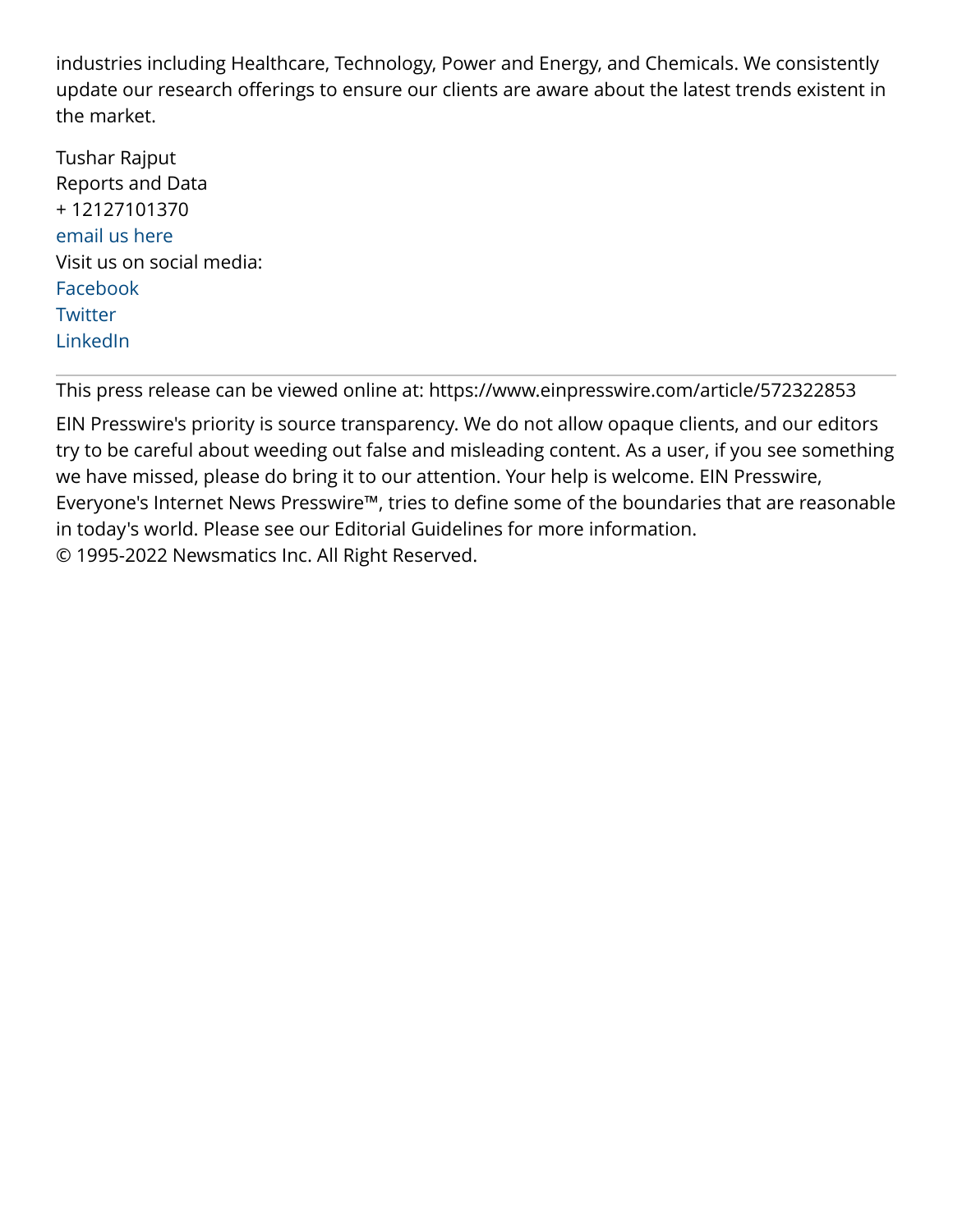industries including Healthcare, Technology, Power and Energy, and Chemicals. We consistently update our research offerings to ensure our clients are aware about the latest trends existent in the market.

Tushar Rajput
Reports and Data
+ 12127101370
email us here
Visit us on social media:
Facebook
Twitter
LinkedIn

---

This press release can be viewed online at: https://www.einpresswire.com/article/572322853

EIN Presswire's priority is source transparency. We do not allow opaque clients, and our editors try to be careful about weeding out false and misleading content. As a user, if you see something we have missed, please do bring it to our attention. Your help is welcome. EIN Presswire, Everyone's Internet News Presswire™, tries to define some of the boundaries that are reasonable in today's world. Please see our Editorial Guidelines for more information.
© 1995-2022 Newsmatics Inc. All Right Reserved.